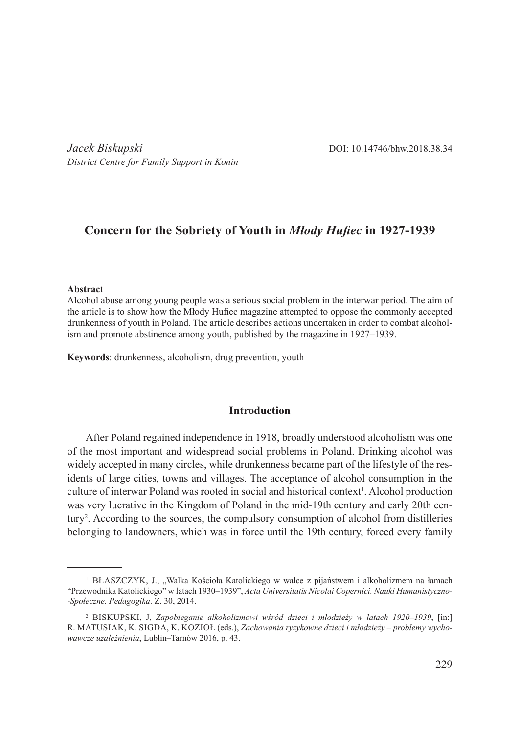*Jacek Biskupski*
*District Centre for Family Support in Konin*

DOI: 10.14746/bhw.2018.38.34

# Concern for the Sobriety of Youth in *Młody Hufiec* in 1927-1939

**Abstract**
Alcohol abuse among young people was a serious social problem in the interwar period. The aim of the article is to show how the Młody Hufiec magazine attempted to oppose the commonly accepted drunkenness of youth in Poland. The article describes actions undertaken in order to combat alcoholism and promote abstinence among youth, published by the magazine in 1927–1939.

**Keywords**: drunkenness, alcoholism, drug prevention, youth

## Introduction

After Poland regained independence in 1918, broadly understood alcoholism was one of the most important and widespread social problems in Poland. Drinking alcohol was widely accepted in many circles, while drunkenness became part of the lifestyle of the residents of large cities, towns and villages. The acceptance of alcohol consumption in the culture of interwar Poland was rooted in social and historical context[1]. Alcohol production was very lucrative in the Kingdom of Poland in the mid-19th century and early 20th century[2]. According to the sources, the compulsory consumption of alcohol from distilleries belonging to landowners, which was in force until the 19th century, forced every family

---

[1] BŁASZCZYK, J., „Walka Kościoła Katolickiego w walce z pijaństwem i alkoholizmem na łamach "Przewodnika Katolickiego" w latach 1930–1939", *Acta Universitatis Nicolai Copernici. Nauki Humanistyczno-Społeczne. Pedagogika*. Z. 30, 2014.

[2] BISKUPSKI, J, *Zapobieganie alkoholizmowi wśród dzieci i młodzieży w latach 1920–1939*, [in:] R. MATUSIAK, K. SIGDA, K. KOZIOŁ (eds.), *Zachowania ryzykowne dzieci i młodzieży – problemy wychowawcze uzależnienia*, Lublin–Tarnów 2016, p. 43.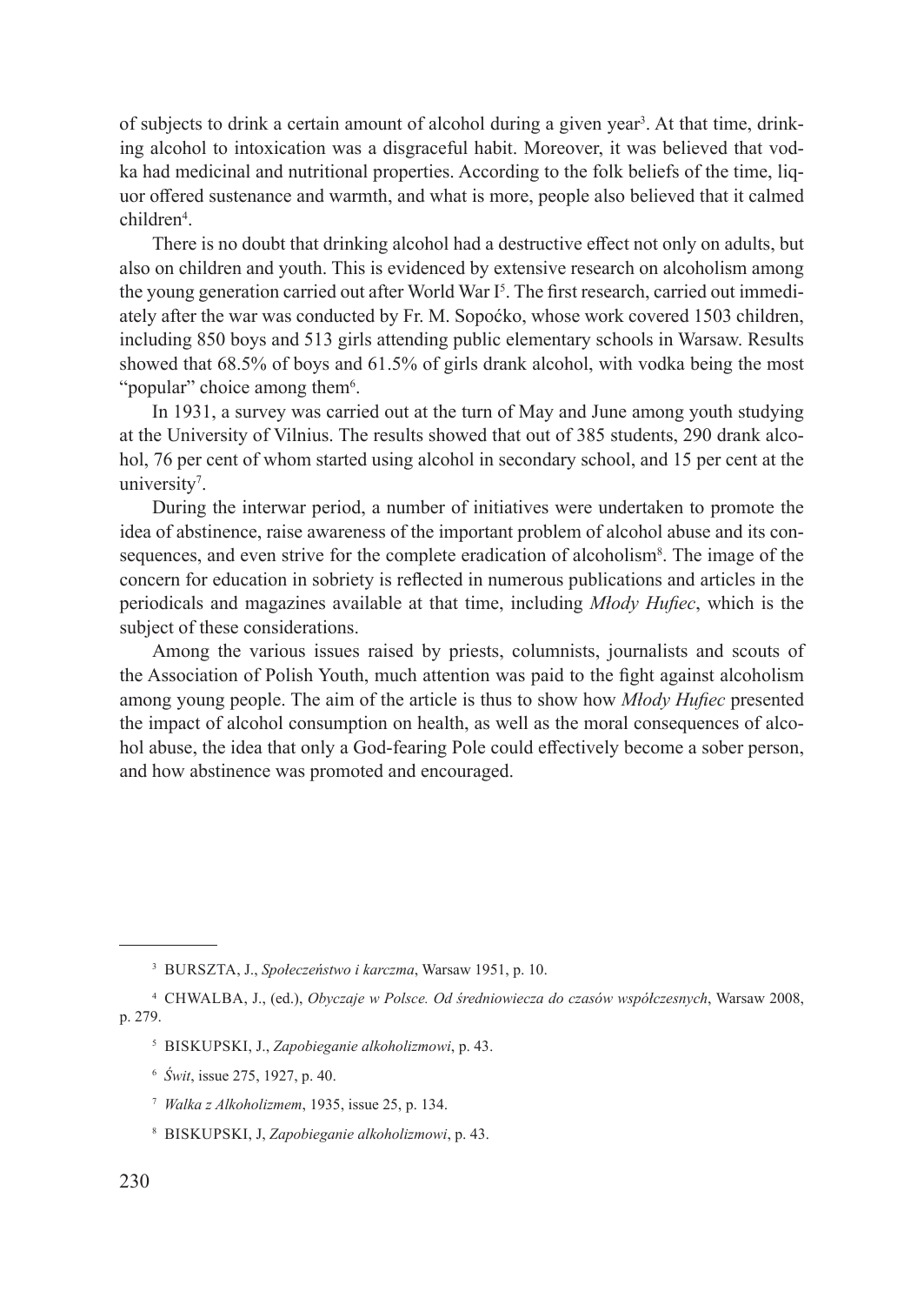of subjects to drink a certain amount of alcohol during a given year[3]. At that time, drinking alcohol to intoxication was a disgraceful habit. Moreover, it was believed that vodka had medicinal and nutritional properties. According to the folk beliefs of the time, liquor offered sustenance and warmth, and what is more, people also believed that it calmed children[4].

There is no doubt that drinking alcohol had a destructive effect not only on adults, but also on children and youth. This is evidenced by extensive research on alcoholism among the young generation carried out after World War I[5]. The first research, carried out immediately after the war was conducted by Fr. M. Sopoćko, whose work covered 1503 children, including 850 boys and 513 girls attending public elementary schools in Warsaw. Results showed that 68.5% of boys and 61.5% of girls drank alcohol, with vodka being the most "popular" choice among them[6].

In 1931, a survey was carried out at the turn of May and June among youth studying at the University of Vilnius. The results showed that out of 385 students, 290 drank alcohol, 76 per cent of whom started using alcohol in secondary school, and 15 per cent at the university[7].

During the interwar period, a number of initiatives were undertaken to promote the idea of abstinence, raise awareness of the important problem of alcohol abuse and its consequences, and even strive for the complete eradication of alcoholism[8]. The image of the concern for education in sobriety is reflected in numerous publications and articles in the periodicals and magazines available at that time, including *Młody Hufiec*, which is the subject of these considerations.

Among the various issues raised by priests, columnists, journalists and scouts of the Association of Polish Youth, much attention was paid to the fight against alcoholism among young people. The aim of the article is thus to show how *Młody Hufiec* presented the impact of alcohol consumption on health, as well as the moral consequences of alcohol abuse, the idea that only a God-fearing Pole could effectively become a sober person, and how abstinence was promoted and encouraged.

---

[3] BURSZTA, J., *Społeczeństwo i karczma*, Warsaw 1951, p. 10.

[4] CHWALBA, J., (ed.), *Obyczaje w Polsce. Od średniowiecza do czasów współczesnych*, Warsaw 2008, p. 279.

[5] BISKUPSKI, J., *Zapobieganie alkoholizmowi*, p. 43.

[6] *Świt*, issue 275, 1927, p. 40.

[7] *Walka z Alkoholizmem*, 1935, issue 25, p. 134.

[8] BISKUPSKI, J, *Zapobieganie alkoholizmowi*, p. 43.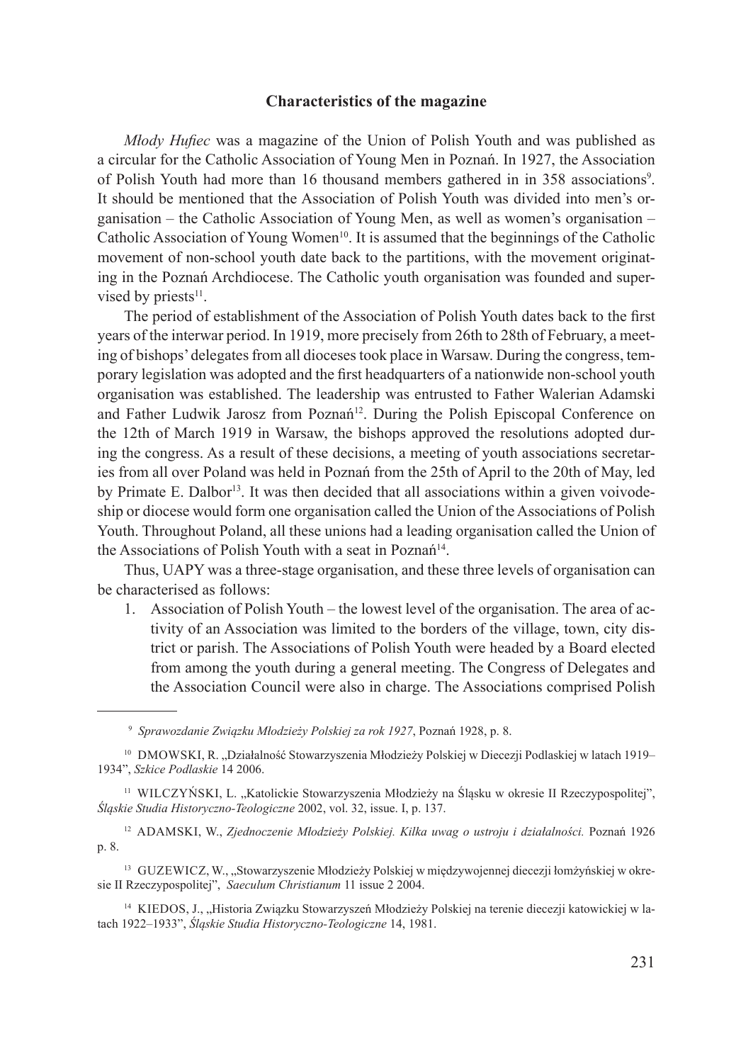### Characteristics of the magazine

*Młody Hufiec* was a magazine of the Union of Polish Youth and was published as a circular for the Catholic Association of Young Men in Poznań. In 1927, the Association of Polish Youth had more than 16 thousand members gathered in in 358 associations[9]. It should be mentioned that the Association of Polish Youth was divided into men's organisation – the Catholic Association of Young Men, as well as women's organisation – Catholic Association of Young Women[10]. It is assumed that the beginnings of the Catholic movement of non-school youth date back to the partitions, with the movement originating in the Poznań Archdiocese. The Catholic youth organisation was founded and supervised by priests[11].

The period of establishment of the Association of Polish Youth dates back to the first years of the interwar period. In 1919, more precisely from 26th to 28th of February, a meeting of bishops' delegates from all dioceses took place in Warsaw. During the congress, temporary legislation was adopted and the first headquarters of a nationwide non-school youth organisation was established. The leadership was entrusted to Father Walerian Adamski and Father Ludwik Jarosz from Poznań[12]. During the Polish Episcopal Conference on the 12th of March 1919 in Warsaw, the bishops approved the resolutions adopted during the congress. As a result of these decisions, a meeting of youth associations secretaries from all over Poland was held in Poznań from the 25th of April to the 20th of May, led by Primate E. Dalbor[13]. It was then decided that all associations within a given voivodeship or diocese would form one organisation called the Union of the Associations of Polish Youth. Throughout Poland, all these unions had a leading organisation called the Union of the Associations of Polish Youth with a seat in Poznań[14].

Thus, UAPY was a three-stage organisation, and these three levels of organisation can be characterised as follows:

1. Association of Polish Youth – the lowest level of the organisation. The area of activity of an Association was limited to the borders of the village, town, city district or parish. The Associations of Polish Youth were headed by a Board elected from among the youth during a general meeting. The Congress of Delegates and the Association Council were also in charge. The Associations comprised Polish

---

[9] *Sprawozdanie Związku Młodzieży Polskiej za rok 1927*, Poznań 1928, p. 8.

[10] DMOWSKI, R. „Działalność Stowarzyszenia Młodzieży Polskiej w Diecezji Podlaskiej w latach 1919–1934", *Szkice Podlaskie* 14 2006.

[11] WILCZYŃSKI, L. „Katolickie Stowarzyszenia Młodzieży na Śląsku w okresie II Rzeczypospolitej", *Śląskie Studia Historyczno-Teologiczne* 2002, vol. 32, issue. I, p. 137.

[12] ADAMSKI, W., *Zjednoczenie Młodzieży Polskiej. Kilka uwag o ustroju i działalności.* Poznań 1926 p. 8.

[13] GUZEWICZ, W., „Stowarzyszenie Młodzieży Polskiej w międzywojennej diecezji łomżyńskiej w okresie II Rzeczypospolitej", *Saeculum Christianum* 11 issue 2 2004.

[14] KIEDOS, J., „Historia Związku Stowarzyszeń Młodzieży Polskiej na terenie diecezji katowickiej w latach 1922–1933", *Śląskie Studia Historyczno-Teologiczne* 14, 1981.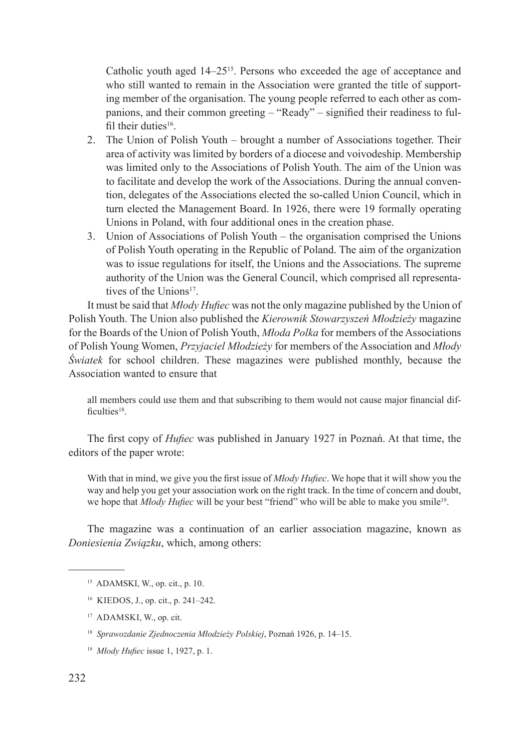Catholic youth aged 14–25[15]. Persons who exceeded the age of acceptance and who still wanted to remain in the Association were granted the title of supporting member of the organisation. The young people referred to each other as companions, and their common greeting – "Ready" – signified their readiness to fulfil their duties[16].

2. The Union of Polish Youth – brought a number of Associations together. Their area of activity was limited by borders of a diocese and voivodeship. Membership was limited only to the Associations of Polish Youth. The aim of the Union was to facilitate and develop the work of the Associations. During the annual convention, delegates of the Associations elected the so-called Union Council, which in turn elected the Management Board. In 1926, there were 19 formally operating Unions in Poland, with four additional ones in the creation phase.
3. Union of Associations of Polish Youth – the organisation comprised the Unions of Polish Youth operating in the Republic of Poland. The aim of the organization was to issue regulations for itself, the Unions and the Associations. The supreme authority of the Union was the General Council, which comprised all representatives of the Unions[17].

It must be said that *Młody Hufiec* was not the only magazine published by the Union of Polish Youth. The Union also published the *Kierownik Stowarzyszeń Młodzieży* magazine for the Boards of the Union of Polish Youth, *Młoda Polka* for members of the Associations of Polish Young Women, *Przyjaciel Młodzieży* for members of the Association and *Młody Światek* for school children. These magazines were published monthly, because the Association wanted to ensure that

> all members could use them and that subscribing to them would not cause major financial difficulties[18].

The first copy of *Hufiec* was published in January 1927 in Poznań. At that time, the editors of the paper wrote:

> With that in mind, we give you the first issue of *Młody Hufiec*. We hope that it will show you the way and help you get your association work on the right track. In the time of concern and doubt, we hope that *Młody Hufiec* will be your best "friend" who will be able to make you smile[19].

The magazine was a continuation of an earlier association magazine, known as *Doniesienia Związku*, which, among others:

---

[15] ADAMSKI, W., op. cit., p. 10.

[16] KIEDOS, J., op. cit., p. 241–242.

[17] ADAMSKI, W., op. cit.

[18] *Sprawozdanie Zjednoczenia Młodzieży Polskiej*, Poznań 1926, p. 14–15.

[19] *Młody Hufiec* issue 1, 1927, p. 1.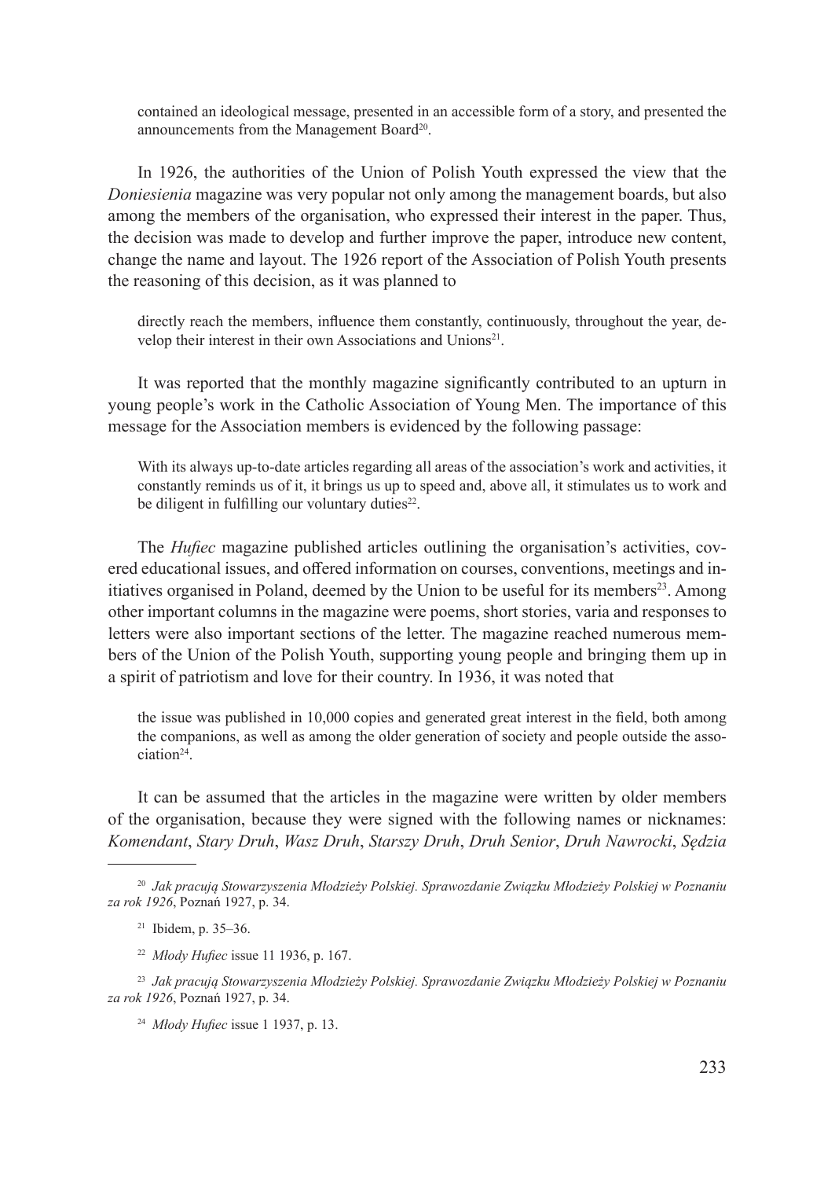contained an ideological message, presented in an accessible form of a story, and presented the announcements from the Management Board[20].

In 1926, the authorities of the Union of Polish Youth expressed the view that the *Doniesienia* magazine was very popular not only among the management boards, but also among the members of the organisation, who expressed their interest in the paper. Thus, the decision was made to develop and further improve the paper, introduce new content, change the name and layout. The 1926 report of the Association of Polish Youth presents the reasoning of this decision, as it was planned to

> directly reach the members, influence them constantly, continuously, throughout the year, develop their interest in their own Associations and Unions[21].

It was reported that the monthly magazine significantly contributed to an upturn in young people's work in the Catholic Association of Young Men. The importance of this message for the Association members is evidenced by the following passage:

> With its always up-to-date articles regarding all areas of the association's work and activities, it constantly reminds us of it, it brings us up to speed and, above all, it stimulates us to work and be diligent in fulfilling our voluntary duties[22].

The *Hufiec* magazine published articles outlining the organisation's activities, covered educational issues, and offered information on courses, conventions, meetings and initiatives organised in Poland, deemed by the Union to be useful for its members[23]. Among other important columns in the magazine were poems, short stories, varia and responses to letters were also important sections of the letter. The magazine reached numerous members of the Union of the Polish Youth, supporting young people and bringing them up in a spirit of patriotism and love for their country. In 1936, it was noted that

> the issue was published in 10,000 copies and generated great interest in the field, both among the companions, as well as among the older generation of society and people outside the association[24].

It can be assumed that the articles in the magazine were written by older members of the organisation, because they were signed with the following names or nicknames: *Komendant*, *Stary Druh*, *Wasz Druh*, *Starszy Druh*, *Druh Senior*, *Druh Nawrocki*, *Sędzia*

---

[20] *Jak pracują Stowarzyszenia Młodzieży Polskiej. Sprawozdanie Związku Młodzieży Polskiej w Poznaniu za rok 1926*, Poznań 1927, p. 34.

[21] Ibidem, p. 35–36.

[22] *Młody Hufiec* issue 11 1936, p. 167.

[23] *Jak pracują Stowarzyszenia Młodzieży Polskiej. Sprawozdanie Związku Młodzieży Polskiej w Poznaniu za rok 1926*, Poznań 1927, p. 34.

[24] *Młody Hufiec* issue 1 1937, p. 13.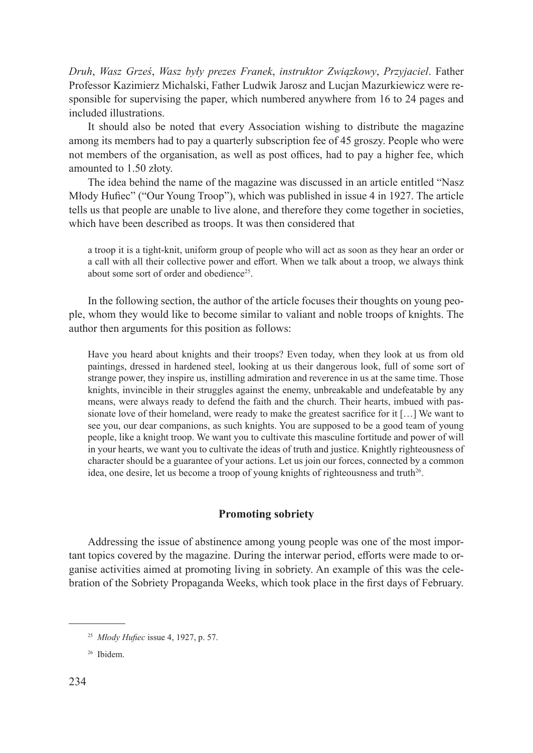*Druh*, *Wasz Grześ*, *Wasz były prezes Franek*, *instruktor Związkowy*, *Przyjaciel*. Father Professor Kazimierz Michalski, Father Ludwik Jarosz and Lucjan Mazurkiewicz were responsible for supervising the paper, which numbered anywhere from 16 to 24 pages and included illustrations.

It should also be noted that every Association wishing to distribute the magazine among its members had to pay a quarterly subscription fee of 45 groszy. People who were not members of the organisation, as well as post offices, had to pay a higher fee, which amounted to 1.50 złoty.

The idea behind the name of the magazine was discussed in an article entitled "Nasz Młody Hufiec" ("Our Young Troop"), which was published in issue 4 in 1927. The article tells us that people are unable to live alone, and therefore they come together in societies, which have been described as troops. It was then considered that

> a troop it is a tight-knit, uniform group of people who will act as soon as they hear an order or a call with all their collective power and effort. When we talk about a troop, we always think about some sort of order and obedience[25].

In the following section, the author of the article focuses their thoughts on young people, whom they would like to become similar to valiant and noble troops of knights. The author then arguments for this position as follows:

> Have you heard about knights and their troops? Even today, when they look at us from old paintings, dressed in hardened steel, looking at us their dangerous look, full of some sort of strange power, they inspire us, instilling admiration and reverence in us at the same time. Those knights, invincible in their struggles against the enemy, unbreakable and undefeatable by any means, were always ready to defend the faith and the church. Their hearts, imbued with passionate love of their homeland, were ready to make the greatest sacrifice for it […] We want to see you, our dear companions, as such knights. You are supposed to be a good team of young people, like a knight troop. We want you to cultivate this masculine fortitude and power of will in your hearts, we want you to cultivate the ideas of truth and justice. Knightly righteousness of character should be a guarantee of your actions. Let us join our forces, connected by a common idea, one desire, let us become a troop of young knights of righteousness and truth[26].

## Promoting sobriety

Addressing the issue of abstinence among young people was one of the most important topics covered by the magazine. During the interwar period, efforts were made to organise activities aimed at promoting living in sobriety. An example of this was the celebration of the Sobriety Propaganda Weeks, which took place in the first days of February.

---

[25] *Młody Hufiec* issue 4, 1927, p. 57.

[26] Ibidem.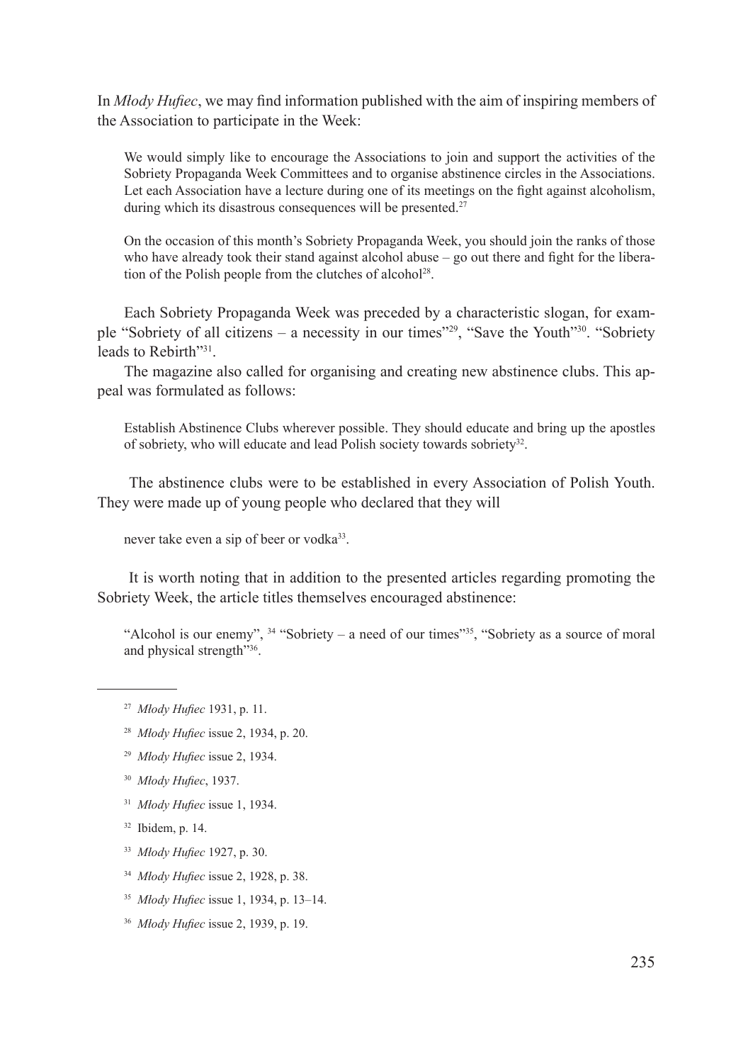In *Młody Hufiec*, we may find information published with the aim of inspiring members of the Association to participate in the Week:

> We would simply like to encourage the Associations to join and support the activities of the Sobriety Propaganda Week Committees and to organise abstinence circles in the Associations. Let each Association have a lecture during one of its meetings on the fight against alcoholism, during which its disastrous consequences will be presented.[27]

> On the occasion of this month's Sobriety Propaganda Week, you should join the ranks of those who have already took their stand against alcohol abuse – go out there and fight for the liberation of the Polish people from the clutches of alcohol[28].

Each Sobriety Propaganda Week was preceded by a characteristic slogan, for example "Sobriety of all citizens – a necessity in our times"[29], "Save the Youth"[30]. "Sobriety leads to Rebirth"[31].

The magazine also called for organising and creating new abstinence clubs. This appeal was formulated as follows:

> Establish Abstinence Clubs wherever possible. They should educate and bring up the apostles of sobriety, who will educate and lead Polish society towards sobriety[32].

The abstinence clubs were to be established in every Association of Polish Youth. They were made up of young people who declared that they will

> never take even a sip of beer or vodka[33].

It is worth noting that in addition to the presented articles regarding promoting the Sobriety Week, the article titles themselves encouraged abstinence:

> "Alcohol is our enemy", [34] "Sobriety – a need of our times"[35], "Sobriety as a source of moral and physical strength"[36].

---

[27] *Młody Hufiec* 1931, p. 11.

[28] *Młody Hufiec* issue 2, 1934, p. 20.

[29] *Młody Hufiec* issue 2, 1934.

[30] *Młody Hufiec*, 1937.

[31] *Młody Hufiec* issue 1, 1934.

[32] Ibidem, p. 14.

[33] *Młody Hufiec* 1927, p. 30.

[34] *Młody Hufiec* issue 2, 1928, p. 38.

[35] *Młody Hufiec* issue 1, 1934, p. 13–14.

[36] *Młody Hufiec* issue 2, 1939, p. 19.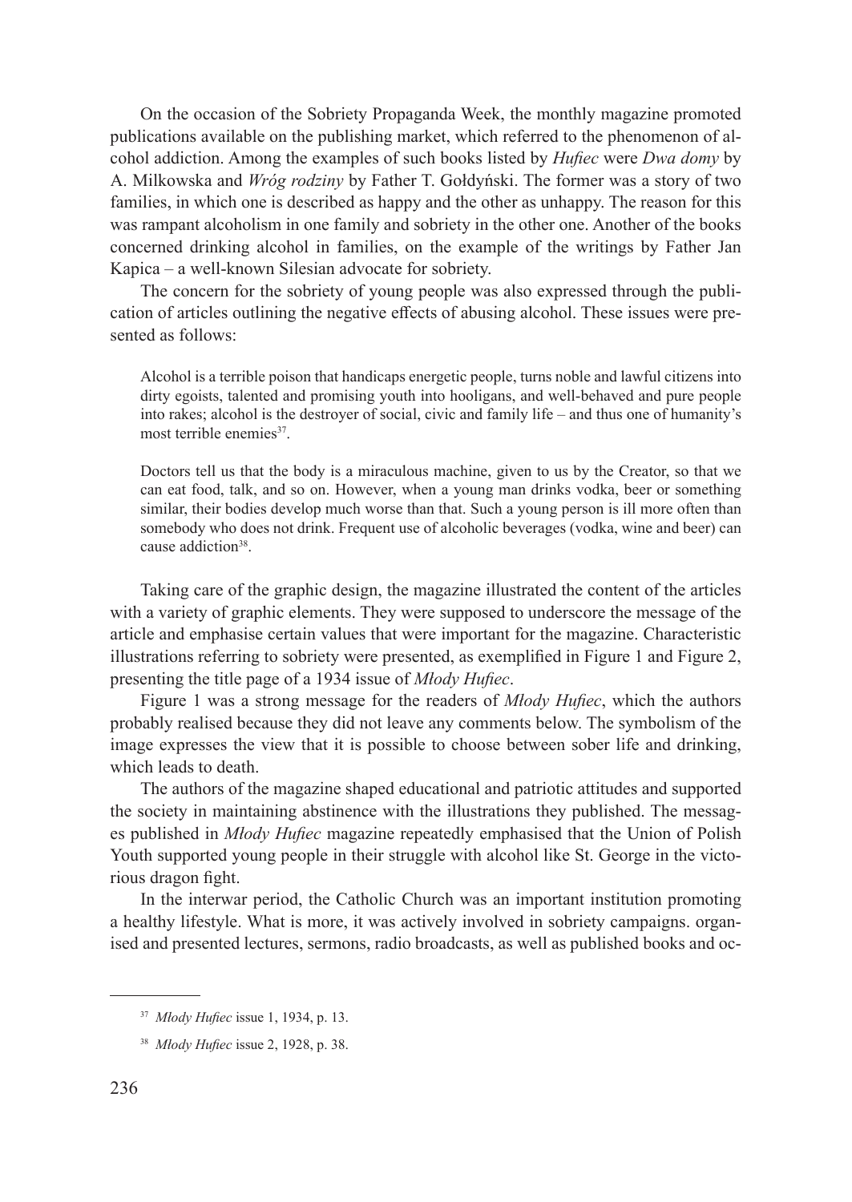On the occasion of the Sobriety Propaganda Week, the monthly magazine promoted publications available on the publishing market, which referred to the phenomenon of alcohol addiction. Among the examples of such books listed by *Hufiec* were *Dwa domy* by A. Milkowska and *Wróg rodziny* by Father T. Gołdyński. The former was a story of two families, in which one is described as happy and the other as unhappy. The reason for this was rampant alcoholism in one family and sobriety in the other one. Another of the books concerned drinking alcohol in families, on the example of the writings by Father Jan Kapica – a well-known Silesian advocate for sobriety.

The concern for the sobriety of young people was also expressed through the publication of articles outlining the negative effects of abusing alcohol. These issues were presented as follows:

> Alcohol is a terrible poison that handicaps energetic people, turns noble and lawful citizens into dirty egoists, talented and promising youth into hooligans, and well-behaved and pure people into rakes; alcohol is the destroyer of social, civic and family life – and thus one of humanity's most terrible enemies[37].

> Doctors tell us that the body is a miraculous machine, given to us by the Creator, so that we can eat food, talk, and so on. However, when a young man drinks vodka, beer or something similar, their bodies develop much worse than that. Such a young person is ill more often than somebody who does not drink. Frequent use of alcoholic beverages (vodka, wine and beer) can cause addiction[38].

Taking care of the graphic design, the magazine illustrated the content of the articles with a variety of graphic elements. They were supposed to underscore the message of the article and emphasise certain values that were important for the magazine. Characteristic illustrations referring to sobriety were presented, as exemplified in Figure 1 and Figure 2, presenting the title page of a 1934 issue of *Młody Hufiec*.

Figure 1 was a strong message for the readers of *Młody Hufiec*, which the authors probably realised because they did not leave any comments below. The symbolism of the image expresses the view that it is possible to choose between sober life and drinking, which leads to death.

The authors of the magazine shaped educational and patriotic attitudes and supported the society in maintaining abstinence with the illustrations they published. The messages published in *Młody Hufiec* magazine repeatedly emphasised that the Union of Polish Youth supported young people in their struggle with alcohol like St. George in the victorious dragon fight.

In the interwar period, the Catholic Church was an important institution promoting a healthy lifestyle. What is more, it was actively involved in sobriety campaigns. organised and presented lectures, sermons, radio broadcasts, as well as published books and oc-

---

[37] *Młody Hufiec* issue 1, 1934, p. 13.

[38] *Młody Hufiec* issue 2, 1928, p. 38.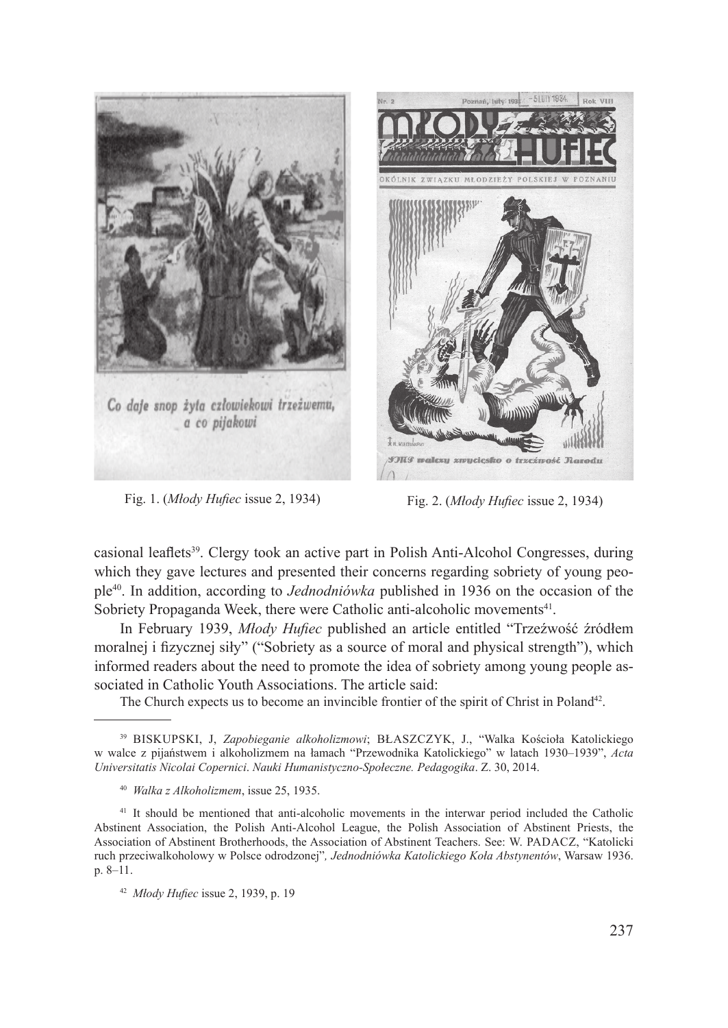Fig. 1. (*Młody Hufiec* issue 2, 1934)

Fig. 2. (*Młody Hufiec* issue 2, 1934)

casional leaflets[39]. Clergy took an active part in Polish Anti-Alcohol Congresses, during which they gave lectures and presented their concerns regarding sobriety of young people[40]. In addition, according to *Jednodniówka* published in 1936 on the occasion of the Sobriety Propaganda Week, there were Catholic anti-alcoholic movements[41].

In February 1939, *Młody Hufiec* published an article entitled "Trzeźwość źródłem moralnej i fizycznej siły" ("Sobriety as a source of moral and physical strength"), which informed readers about the need to promote the idea of sobriety among young people associated in Catholic Youth Associations. The article said:

> The Church expects us to become an invincible frontier of the spirit of Christ in Poland[42].

---

[39] BISKUPSKI, J, *Zapobieganie alkoholizmowi*; BŁASZCZYK, J., "Walka Kościoła Katolickiego w walce z pijaństwem i alkoholizmem na łamach "Przewodnika Katolickiego" w latach 1930–1939", *Acta Universitatis Nicolai Copernici*. *Nauki Humanistyczno-Społeczne. Pedagogika*. Z. 30, 2014.

[40] *Walka z Alkoholizmem*, issue 25, 1935.

[41] It should be mentioned that anti-alcoholic movements in the interwar period included the Catholic Abstinent Association, the Polish Anti-Alcohol League, the Polish Association of Abstinent Priests, the Association of Abstinent Brotherhoods, the Association of Abstinent Teachers. See: W. PADACZ, "Katolicki ruch przeciwalkoholowy w Polsce odrodzonej"*, Jednodniówka Katolickiego Koła Abstynentów*, Warsaw 1936. p. 8–11.

[42] *Młody Hufiec* issue 2, 1939, p. 19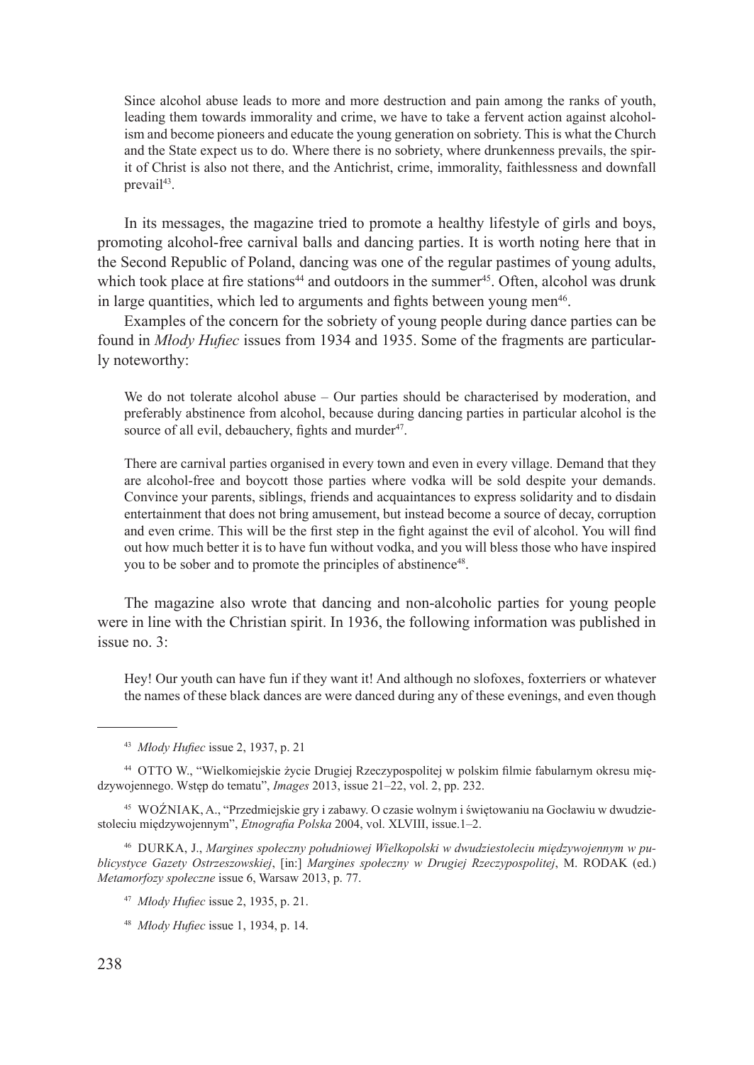> Since alcohol abuse leads to more and more destruction and pain among the ranks of youth, leading them towards immorality and crime, we have to take a fervent action against alcoholism and become pioneers and educate the young generation on sobriety. This is what the Church and the State expect us to do. Where there is no sobriety, where drunkenness prevails, the spirit of Christ is also not there, and the Antichrist, crime, immorality, faithlessness and downfall prevail[43].

In its messages, the magazine tried to promote a healthy lifestyle of girls and boys, promoting alcohol-free carnival balls and dancing parties. It is worth noting here that in the Second Republic of Poland, dancing was one of the regular pastimes of young adults, which took place at fire stations[44] and outdoors in the summer[45]. Often, alcohol was drunk in large quantities, which led to arguments and fights between young men[46].

Examples of the concern for the sobriety of young people during dance parties can be found in *Młody Hufiec* issues from 1934 and 1935. Some of the fragments are particularly noteworthy:

> We do not tolerate alcohol abuse – Our parties should be characterised by moderation, and preferably abstinence from alcohol, because during dancing parties in particular alcohol is the source of all evil, debauchery, fights and murder[47].

> There are carnival parties organised in every town and even in every village. Demand that they are alcohol-free and boycott those parties where vodka will be sold despite your demands. Convince your parents, siblings, friends and acquaintances to express solidarity and to disdain entertainment that does not bring amusement, but instead become a source of decay, corruption and even crime. This will be the first step in the fight against the evil of alcohol. You will find out how much better it is to have fun without vodka, and you will bless those who have inspired you to be sober and to promote the principles of abstinence[48].

The magazine also wrote that dancing and non-alcoholic parties for young people were in line with the Christian spirit. In 1936, the following information was published in issue no. 3:

> Hey! Our youth can have fun if they want it! And although no slofoxes, foxterriers or whatever the names of these black dances are were danced during any of these evenings, and even though

---

[43] *Młody Hufiec* issue 2, 1937, p. 21

[44] OTTO W., "Wielkomiejskie życie Drugiej Rzeczypospolitej w polskim filmie fabularnym okresu międzywojennego. Wstęp do tematu", *Images* 2013, issue 21–22, vol. 2, pp. 232.

[45] WOŹNIAK, A., "Przedmiejskie gry i zabawy. O czasie wolnym i świętowaniu na Gocławiu w dwudziestoleciu międzywojennym", *Etnografia Polska* 2004, vol. XLVIII, issue.1–2.

[46] DURKA, J., *Margines społeczny południowej Wielkopolski w dwudziestoleciu międzywojennym w publicystyce Gazety Ostrzeszowskiej*, [in:] *Margines społeczny w Drugiej Rzeczypospolitej*, M. RODAK (ed.) *Metamorfozy społeczne* issue 6, Warsaw 2013, p. 77.

[47] *Młody Hufiec* issue 2, 1935, p. 21.

[48] *Młody Hufiec* issue 1, 1934, p. 14.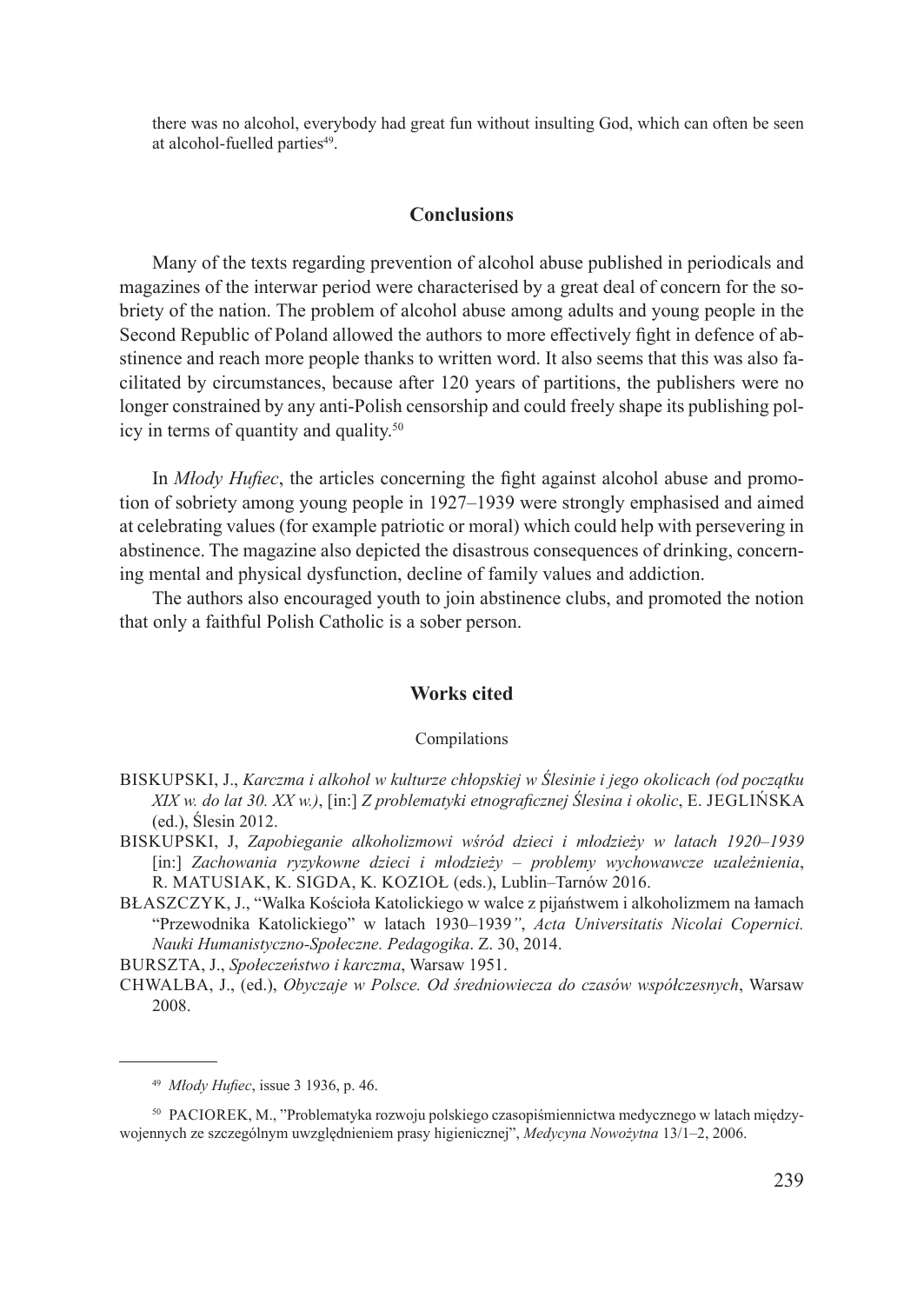there was no alcohol, everybody had great fun without insulting God, which can often be seen at alcohol-fuelled parties[49].

## Conclusions

Many of the texts regarding prevention of alcohol abuse published in periodicals and magazines of the interwar period were characterised by a great deal of concern for the sobriety of the nation. The problem of alcohol abuse among adults and young people in the Second Republic of Poland allowed the authors to more effectively fight in defence of abstinence and reach more people thanks to written word. It also seems that this was also facilitated by circumstances, because after 120 years of partitions, the publishers were no longer constrained by any anti-Polish censorship and could freely shape its publishing policy in terms of quantity and quality.[50]

In *Młody Hufiec*, the articles concerning the fight against alcohol abuse and promotion of sobriety among young people in 1927–1939 were strongly emphasised and aimed at celebrating values (for example patriotic or moral) which could help with persevering in abstinence. The magazine also depicted the disastrous consequences of drinking, concerning mental and physical dysfunction, decline of family values and addiction.

The authors also encouraged youth to join abstinence clubs, and promoted the notion that only a faithful Polish Catholic is a sober person.

## Works cited

Compilations

BISKUPSKI, J., *Karczma i alkohol w kulturze chłopskiej w Ślesinie i jego okolicach (od początku XIX w. do lat 30. XX w.)*, [in:] *Z problematyki etnograficznej Ślesina i okolic*, E. JEGLIŃSKA (ed.), Ślesin 2012.

BISKUPSKI, J, *Zapobieganie alkoholizmowi wśród dzieci i młodzieży w latach 1920–1939* [in:] *Zachowania ryzykowne dzieci i młodzieży – problemy wychowawcze uzależnienia*, R. MATUSIAK, K. SIGDA, K. KOZIOŁ (eds.), Lublin–Tarnów 2016.

BŁASZCZYK, J., "Walka Kościoła Katolickiego w walce z pijaństwem i alkoholizmem na łamach "Przewodnika Katolickiego" w latach 1930–1939*"*, *Acta Universitatis Nicolai Copernici. Nauki Humanistyczno-Społeczne. Pedagogika*. Z. 30, 2014.

BURSZTA, J., *Społeczeństwo i karczma*, Warsaw 1951.

CHWALBA, J., (ed.), *Obyczaje w Polsce. Od średniowiecza do czasów współczesnych*, Warsaw 2008.

---

[49] *Młody Hufiec*, issue 3 1936, p. 46.

[50] PACIOREK, M., "Problematyka rozwoju polskiego czasopiśmiennictwa medycznego w latach międzywojennych ze szczególnym uwzględnieniem prasy higienicznej", *Medycyna Nowożytna* 13/1–2, 2006.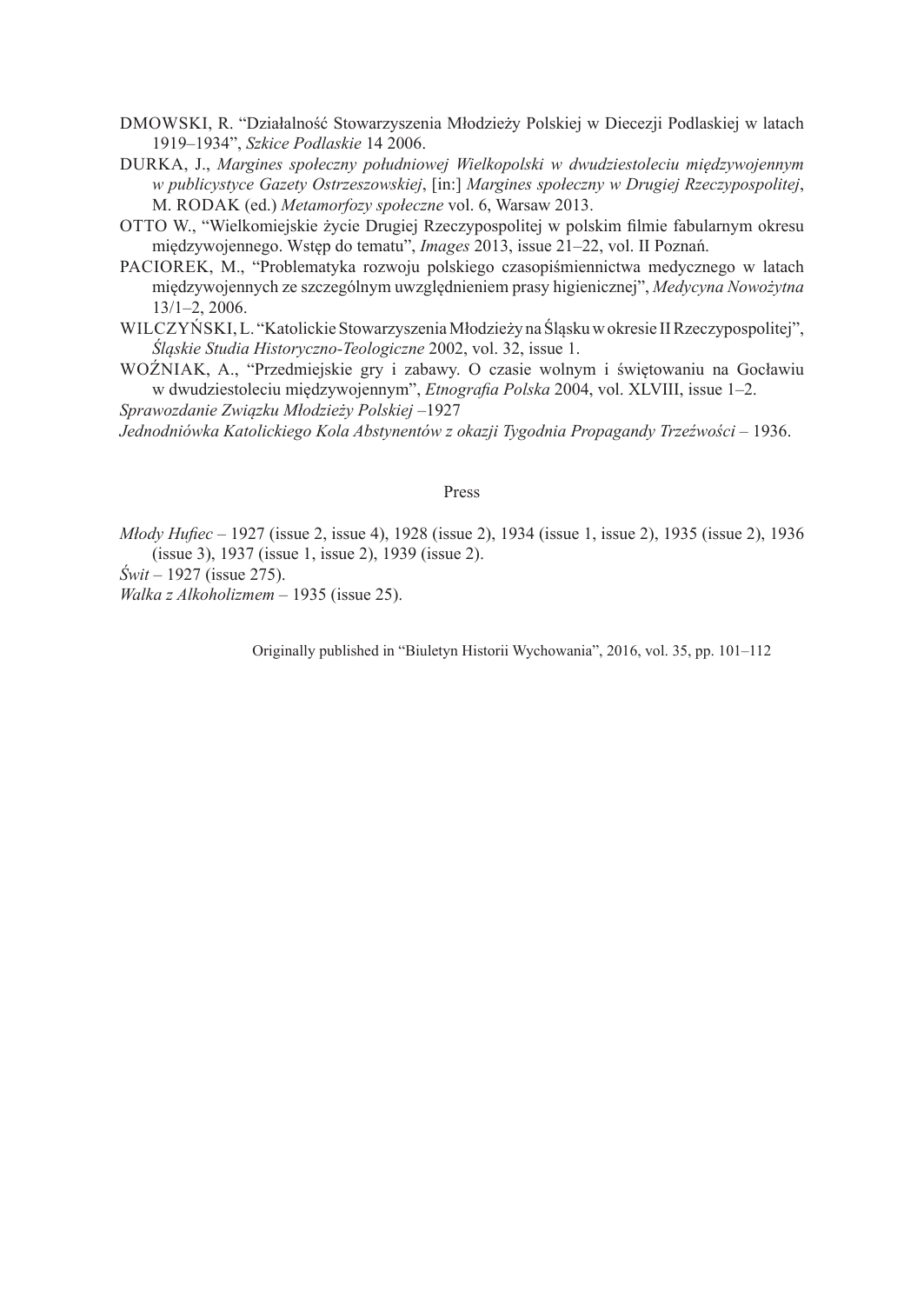DMOWSKI, R. “Działalność Stowarzyszenia Młodzieży Polskiej w Diecezji Podlaskiej w latach 1919–1934”, *Szkice Podlaskie* 14 2006.

DURKA, J., *Margines społeczny południowej Wielkopolski w dwudziestoleciu międzywojennym w publicystyce Gazety Ostrzeszowskiej*, [in:] *Margines społeczny w Drugiej Rzeczypospolitej*, M. RODAK (ed.) *Metamorfozy społeczne* vol. 6, Warsaw 2013.

OTTO W., “Wielkomiejskie życie Drugiej Rzeczypospolitej w polskim filmie fabularnym okresu międzywojennego. Wstęp do tematu”, *Images* 2013, issue 21–22, vol. II Poznań.

PACIOREK, M., “Problematyka rozwoju polskiego czasopiśmiennictwa medycznego w latach międzywojennych ze szczególnym uwzględnieniem prasy higienicznej”, *Medycyna Nowożytna* 13/1–2, 2006.

WILCZYŃSKI, L. “Katolickie Stowarzyszenia Młodzieży na Śląsku w okresie II Rzeczypospolitej”, *Śląskie Studia Historyczno-Teologiczne* 2002, vol. 32, issue 1.

WOŹNIAK, A., “Przedmiejskie gry i zabawy. O czasie wolnym i świętowaniu na Gocławiu w dwudziestoleciu międzywojennym”, *Etnografia Polska* 2004, vol. XLVIII, issue 1–2.

*Sprawozdanie Związku Młodzieży Polskiej* –1927

*Jednodniówka Katolickiego Koła Abstynentów z okazji Tygodnia Propagandy Trzeźwości* – 1936.

## Press

*Młody Hufiec* – 1927 (issue 2, issue 4), 1928 (issue 2), 1934 (issue 1, issue 2), 1935 (issue 2), 1936 (issue 3), 1937 (issue 1, issue 2), 1939 (issue 2).

*Świt* – 1927 (issue 275).

*Walka z Alkoholizmem* – 1935 (issue 25).

Originally published in “Biuletyn Historii Wychowania”, 2016, vol. 35, pp. 101–112